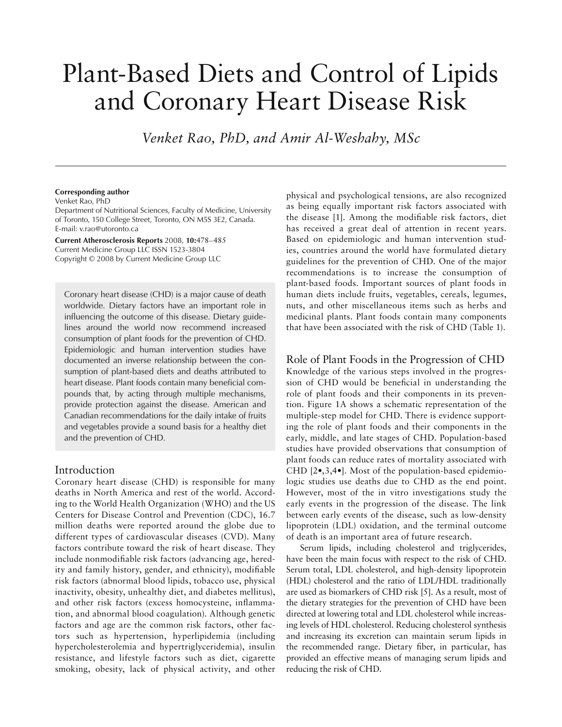# Plant-Based Diets and Control of Lipids and Coronary Heart Disease Risk

*Venket Rao, PhD, and Amir Al-Weshahy, MSc*

**Corresponding author**
Venket Rao, PhD
Department of Nutritional Sciences, Faculty of Medicine, University of Toronto, 150 College Street, Toronto, ON M5S 3E2, Canada.
E-mail: v.rao@utoronto.ca

**Current Atherosclerosis Reports** 2008, **10:**478–485
Current Medicine Group LLC ISSN 1523-3804
Copyright © 2008 by Current Medicine Group LLC

Coronary heart disease (CHD) is a major cause of death worldwide. Dietary factors have an important role in influencing the outcome of this disease. Dietary guidelines around the world now recommend increased consumption of plant foods for the prevention of CHD. Epidemiologic and human intervention studies have documented an inverse relationship between the consumption of plant-based diets and deaths attributed to heart disease. Plant foods contain many beneficial compounds that, by acting through multiple mechanisms, provide protection against the disease. American and Canadian recommendations for the daily intake of fruits and vegetables provide a sound basis for a healthy diet and the prevention of CHD.

## Introduction

Coronary heart disease (CHD) is responsible for many deaths in North America and rest of the world. According to the World Health Organization (WHO) and the US Centers for Disease Control and Prevention (CDC), 16.7 million deaths were reported around the globe due to different types of cardiovascular diseases (CVD). Many factors contribute toward the risk of heart disease. They include nonmodifiable risk factors (advancing age, heredity and family history, gender, and ethnicity), modifiable risk factors (abnormal blood lipids, tobacco use, physical inactivity, obesity, unhealthy diet, and diabetes mellitus), and other risk factors (excess homocysteine, inflammation, and abnormal blood coagulation). Although genetic factors and age are the common risk factors, other factors such as hypertension, hyperlipidemia (including hypercholesterolemia and hypertriglyceridemia), insulin resistance, and lifestyle factors such as diet, cigarette smoking, obesity, lack of physical activity, and other physical and psychological tensions, are also recognized as being equally important risk factors associated with the disease [1]. Among the modifiable risk factors, diet has received a great deal of attention in recent years. Based on epidemiologic and human intervention studies, countries around the world have formulated dietary guidelines for the prevention of CHD. One of the major recommendations is to increase the consumption of plant-based foods. Important sources of plant foods in human diets include fruits, vegetables, cereals, legumes, nuts, and other miscellaneous items such as herbs and medicinal plants. Plant foods contain many components that have been associated with the risk of CHD (Table 1).

## Role of Plant Foods in the Progression of CHD

Knowledge of the various steps involved in the progression of CHD would be beneficial in understanding the role of plant foods and their components in its prevention. Figure 1A shows a schematic representation of the multiple-step model for CHD. There is evidence supporting the role of plant foods and their components in the early, middle, and late stages of CHD. Population-based studies have provided observations that consumption of plant foods can reduce rates of mortality associated with CHD [2•,3,4•]. Most of the population-based epidemiologic studies use deaths due to CHD as the end point. However, most of the in vitro investigations study the early events in the progression of the disease. The link between early events of the disease, such as low-density lipoprotein (LDL) oxidation, and the terminal outcome of death is an important area of future research.

Serum lipids, including cholesterol and triglycerides, have been the main focus with respect to the risk of CHD. Serum total, LDL cholesterol, and high-density lipoprotein (HDL) cholesterol and the ratio of LDL/HDL traditionally are used as biomarkers of CHD risk [5]. As a result, most of the dietary strategies for the prevention of CHD have been directed at lowering total and LDL cholesterol while increasing levels of HDL cholesterol. Reducing cholesterol synthesis and increasing its excretion can maintain serum lipids in the recommended range. Dietary fiber, in particular, has provided an effective means of managing serum lipids and reducing the risk of CHD.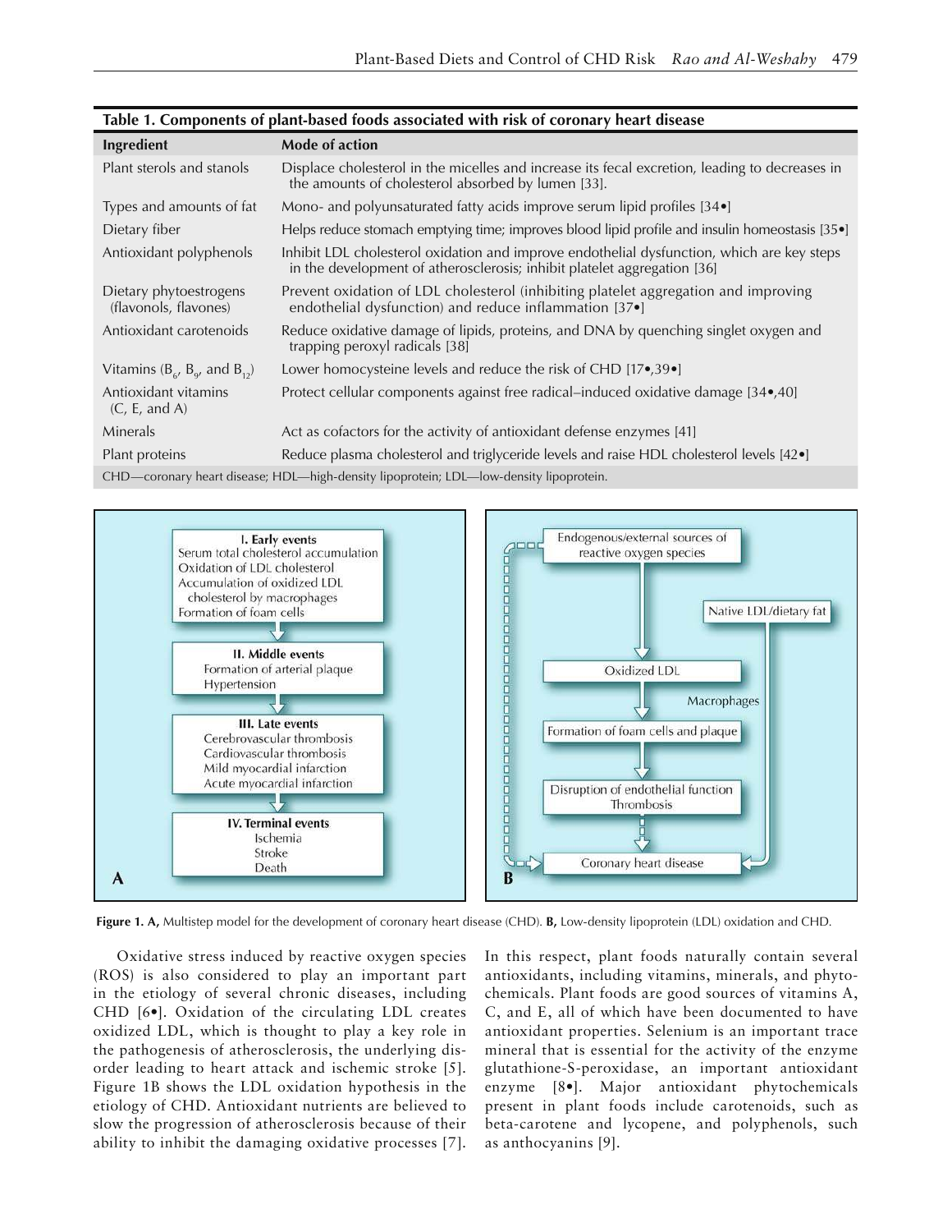**Table 1. Components of plant-based foods associated with risk of coronary heart disease**

| Ingredient | Mode of action |
|---|---|
| Plant sterols and stanols | Displace cholesterol in the micelles and increase its fecal excretion, leading to decreases in the amounts of cholesterol absorbed by lumen [33]. |
| Types and amounts of fat | Mono- and polyunsaturated fatty acids improve serum lipid profiles [34•] |
| Dietary fiber | Helps reduce stomach emptying time; improves blood lipid profile and insulin homeostasis [35•] |
| Antioxidant polyphenols | Inhibit LDL cholesterol oxidation and improve endothelial dysfunction, which are key steps in the development of atherosclerosis; inhibit platelet aggregation [36] |
| Dietary phytoestrogens (flavonols, flavones) | Prevent oxidation of LDL cholesterol (inhibiting platelet aggregation and improving endothelial dysfunction) and reduce inflammation [37•] |
| Antioxidant carotenoids | Reduce oxidative damage of lipids, proteins, and DNA by quenching singlet oxygen and trapping peroxyl radicals [38] |
| Vitamins ($B_6$, $B_9$, and $B_{12}$) | Lower homocysteine levels and reduce the risk of CHD [17•,39•] |
| Antioxidant vitamins (C, E, and A) | Protect cellular components against free radical–induced oxidative damage [34•,40] |
| Minerals | Act as cofactors for the activity of antioxidant defense enzymes [41] |
| Plant proteins | Reduce plasma cholesterol and triglyceride levels and raise HDL cholesterol levels [42•] |

CHD—coronary heart disease; HDL—high-density lipoprotein; LDL—low-density lipoprotein.

**Figure 1. A,** Multistep model for the development of coronary heart disease (CHD). **B,** Low-density lipoprotein (LDL) oxidation and CHD.

Oxidative stress induced by reactive oxygen species (ROS) is also considered to play an important part in the etiology of several chronic diseases, including CHD [6•]. Oxidation of the circulating LDL creates oxidized LDL, which is thought to play a key role in the pathogenesis of atherosclerosis, the underlying disorder leading to heart attack and ischemic stroke [5]. Figure 1B shows the LDL oxidation hypothesis in the etiology of CHD. Antioxidant nutrients are believed to slow the progression of atherosclerosis because of their ability to inhibit the damaging oxidative processes [7]. In this respect, plant foods naturally contain several antioxidants, including vitamins, minerals, and phytochemicals. Plant foods are good sources of vitamins A, C, and E, all of which have been documented to have antioxidant properties. Selenium is an important trace mineral that is essential for the activity of the enzyme glutathione-S-peroxidase, an important antioxidant enzyme [8•]. Major antioxidant phytochemicals present in plant foods include carotenoids, such as beta-carotene and lycopene, and polyphenols, such as anthocyanins [9].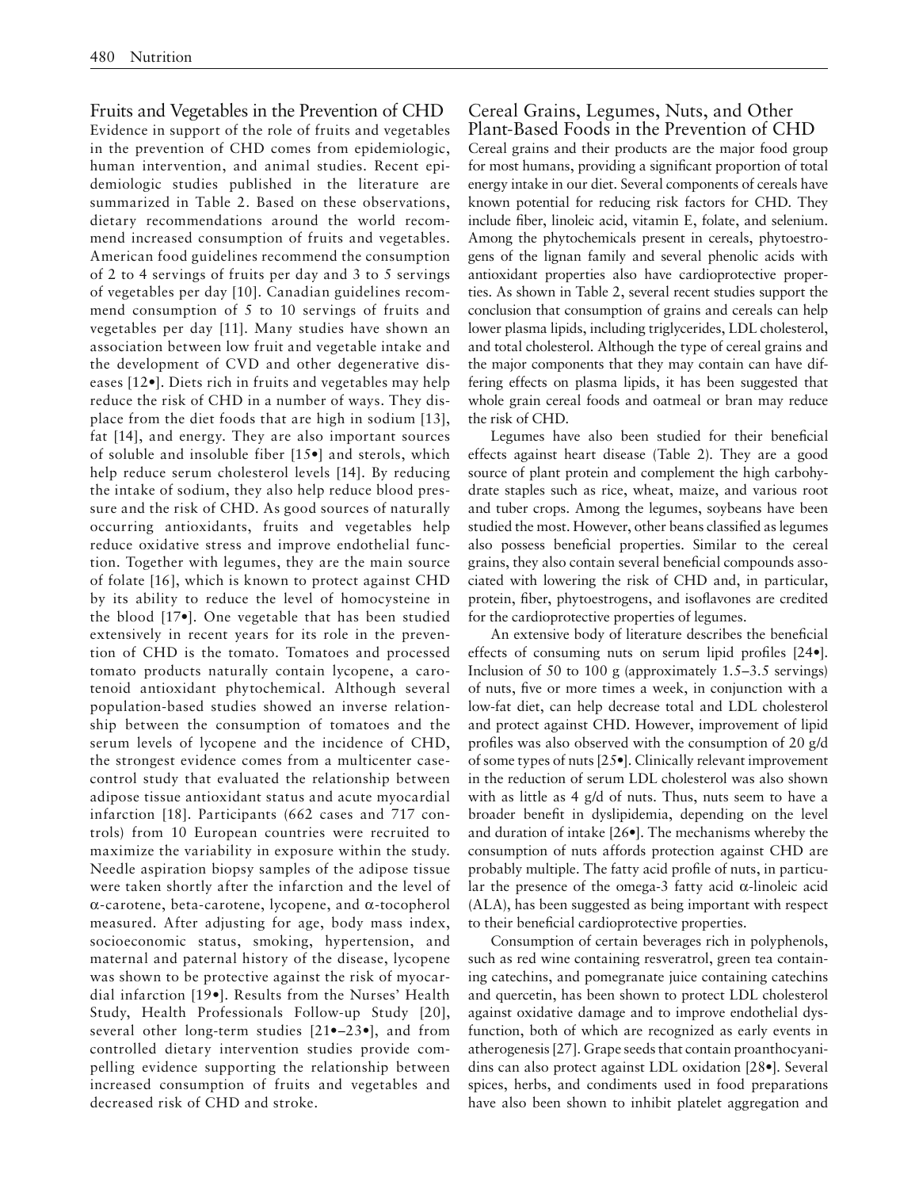## Fruits and Vegetables in the Prevention of CHD

Evidence in support of the role of fruits and vegetables in the prevention of CHD comes from epidemiologic, human intervention, and animal studies. Recent epidemiologic studies published in the literature are summarized in Table 2. Based on these observations, dietary recommendations around the world recommend increased consumption of fruits and vegetables. American food guidelines recommend the consumption of 2 to 4 servings of fruits per day and 3 to 5 servings of vegetables per day [10]. Canadian guidelines recommend consumption of 5 to 10 servings of fruits and vegetables per day [11]. Many studies have shown an association between low fruit and vegetable intake and the development of CVD and other degenerative diseases [12•]. Diets rich in fruits and vegetables may help reduce the risk of CHD in a number of ways. They displace from the diet foods that are high in sodium [13], fat [14], and energy. They are also important sources of soluble and insoluble fiber [15•] and sterols, which help reduce serum cholesterol levels [14]. By reducing the intake of sodium, they also help reduce blood pressure and the risk of CHD. As good sources of naturally occurring antioxidants, fruits and vegetables help reduce oxidative stress and improve endothelial function. Together with legumes, they are the main source of folate [16], which is known to protect against CHD by its ability to reduce the level of homocysteine in the blood [17•]. One vegetable that has been studied extensively in recent years for its role in the prevention of CHD is the tomato. Tomatoes and processed tomato products naturally contain lycopene, a carotenoid antioxidant phytochemical. Although several population-based studies showed an inverse relationship between the consumption of tomatoes and the serum levels of lycopene and the incidence of CHD, the strongest evidence comes from a multicenter case-control study that evaluated the relationship between adipose tissue antioxidant status and acute myocardial infarction [18]. Participants (662 cases and 717 controls) from 10 European countries were recruited to maximize the variability in exposure within the study. Needle aspiration biopsy samples of the adipose tissue were taken shortly after the infarction and the level of α-carotene, beta-carotene, lycopene, and α-tocopherol measured. After adjusting for age, body mass index, socioeconomic status, smoking, hypertension, and maternal and paternal history of the disease, lycopene was shown to be protective against the risk of myocardial infarction [19•]. Results from the Nurses' Health Study, Health Professionals Follow-up Study [20], several other long-term studies [21•–23•], and from controlled dietary intervention studies provide compelling evidence supporting the relationship between increased consumption of fruits and vegetables and decreased risk of CHD and stroke.

## Cereal Grains, Legumes, Nuts, and Other Plant-Based Foods in the Prevention of CHD

Cereal grains and their products are the major food group for most humans, providing a significant proportion of total energy intake in our diet. Several components of cereals have known potential for reducing risk factors for CHD. They include fiber, linoleic acid, vitamin E, folate, and selenium. Among the phytochemicals present in cereals, phytoestrogens of the lignan family and several phenolic acids with antioxidant properties also have cardioprotective properties. As shown in Table 2, several recent studies support the conclusion that consumption of grains and cereals can help lower plasma lipids, including triglycerides, LDL cholesterol, and total cholesterol. Although the type of cereal grains and the major components that they may contain can have differing effects on plasma lipids, it has been suggested that whole grain cereal foods and oatmeal or bran may reduce the risk of CHD.

Legumes have also been studied for their beneficial effects against heart disease (Table 2). They are a good source of plant protein and complement the high carbohydrate staples such as rice, wheat, maize, and various root and tuber crops. Among the legumes, soybeans have been studied the most. However, other beans classified as legumes also possess beneficial properties. Similar to the cereal grains, they also contain several beneficial compounds associated with lowering the risk of CHD and, in particular, protein, fiber, phytoestrogens, and isoflavones are credited for the cardioprotective properties of legumes.

An extensive body of literature describes the beneficial effects of consuming nuts on serum lipid profiles [24•]. Inclusion of 50 to 100 g (approximately 1.5–3.5 servings) of nuts, five or more times a week, in conjunction with a low-fat diet, can help decrease total and LDL cholesterol and protect against CHD. However, improvement of lipid profiles was also observed with the consumption of 20 g/d of some types of nuts [25•]. Clinically relevant improvement in the reduction of serum LDL cholesterol was also shown with as little as 4 g/d of nuts. Thus, nuts seem to have a broader benefit in dyslipidemia, depending on the level and duration of intake [26•]. The mechanisms whereby the consumption of nuts affords protection against CHD are probably multiple. The fatty acid profile of nuts, in particular the presence of the omega-3 fatty acid α-linoleic acid (ALA), has been suggested as being important with respect to their beneficial cardioprotective properties.

Consumption of certain beverages rich in polyphenols, such as red wine containing resveratrol, green tea containing catechins, and pomegranate juice containing catechins and quercetin, has been shown to protect LDL cholesterol against oxidative damage and to improve endothelial dysfunction, both of which are recognized as early events in atherogenesis [27]. Grape seeds that contain proanthocyanidins can also protect against LDL oxidation [28•]. Several spices, herbs, and condiments used in food preparations have also been shown to inhibit platelet aggregation and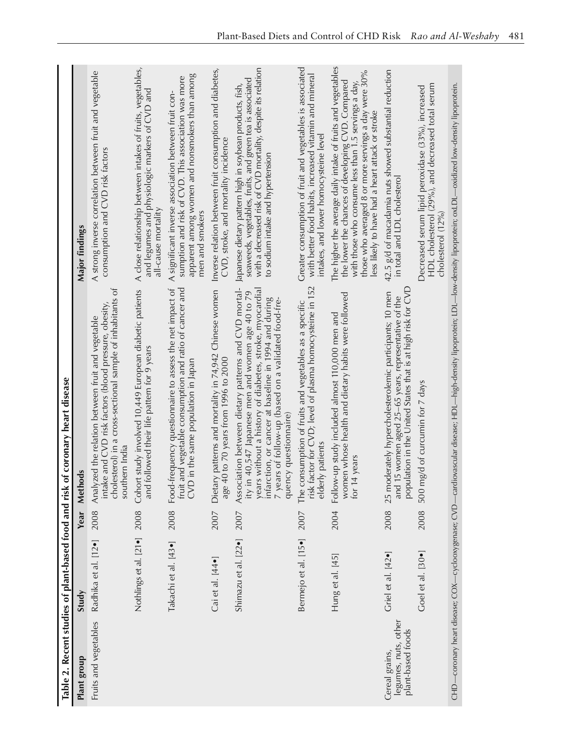**Table 2. Recent studies of plant-based food and risk of coronary heart disease**

| Plant group | Study | Year | Methods | Major findings |
|---|---|---|---|---|
| Fruits and vegetables | Radhika et al. [12•] | 2008 | Analyzed the relation between fruit and vegetable intake and CVD risk factors (blood pressure, obesity, cholesterol) in a cross-sectional sample of inhabitants of southern India | A strong inverse correlation between fruit and vegetable consumption and CVD risk factors |
| | Nothlings et al. [21•] | 2008 | Cohort study involved 10,449 European diabetic patients and followed their life pattern for 9 years | A close relationship between intakes of fruits, vegetables, and legumes and physiologic markers of CVD and all-cause mortality |
| | Takachi et al. [43•] | 2008 | Food-frequency questionnaire to assess the net impact of fruit and vegetable consumption and ratio of cancer and CVD in the same population in Japan | A significant inverse association between fruit consumption and risk of CVD. This association was more apparent among women and nonsmokers than among men and smokers |
| | Cai et al. [44•] | 2007 | Dietary patterns and mortality in 74,942 Chinese women age 40 to 70 years from 1996 to 2000 | Inverse relation between fruit consumption and diabetes, CVD, stroke, and mortality incidence |
| | Shimazu et al. [22•] | 2007 | Association between dietary patterns and CVD mortality in 40,547 Japanese men and women age 40 to 79 years without a history of diabetes, stroke, myocardial infarction, or cancer at baseline in 1994 and during 7 years of follow-up (based on a validated food-frequency questionnaire) | Japanese dietary pattern high in soybean products, fish, seaweeds, vegetables, fruits, and green tea is associated with a decreased risk of CVD mortality, despite its relation to sodium intake and hypertension |
| | Bermejo et al. [15•] | 2007 | The consumption of fruits and vegetables as a specific risk factor for CVD; level of plasma homocysteine in 152 elderly patients | Greater consumption of fruit and vegetables is associated with better food habits, increased vitamin and mineral intakes, and lower homocysteine level |
| | Hung et al. [45] | 2004 | Follow-up study included almost 110,000 men and women whose health and dietary habits were followed for 14 years | The higher the average daily intake of fruits and vegetables the lower the chances of developing CVD. Compared with those who consume less than 1.5 servings a day, those who averaged 8 or more servings a day were 30% less likely to have had a heart attack or stroke |
| Cereal grains, legumes, nuts, other plant-based foods | Griel et al. [42•] | 2008 | 25 moderately hypercholesterolemic participants; 10 men and 15 women aged 25–65 years, representative of the population in the United States that is at high risk for CVD | 42.5 g/d of macadamia nuts showed substantial reduction in total and LDL cholesterol |
| | Goel et al. [30•] | 2008 | 500 mg/d of curcumin for 7 days | Decreased serum lipid peroxidase (33%), increased HDL cholesterol (29%), and decreased total serum cholesterol (12%) |

CHD—coronary heart disease; COX—cyclooxygenase; CVD—cardiovascular disease; HDL—high-density lipoprotein; LDL—low-density lipoprotein; oxLDL—oxidized low-density lipoprotein.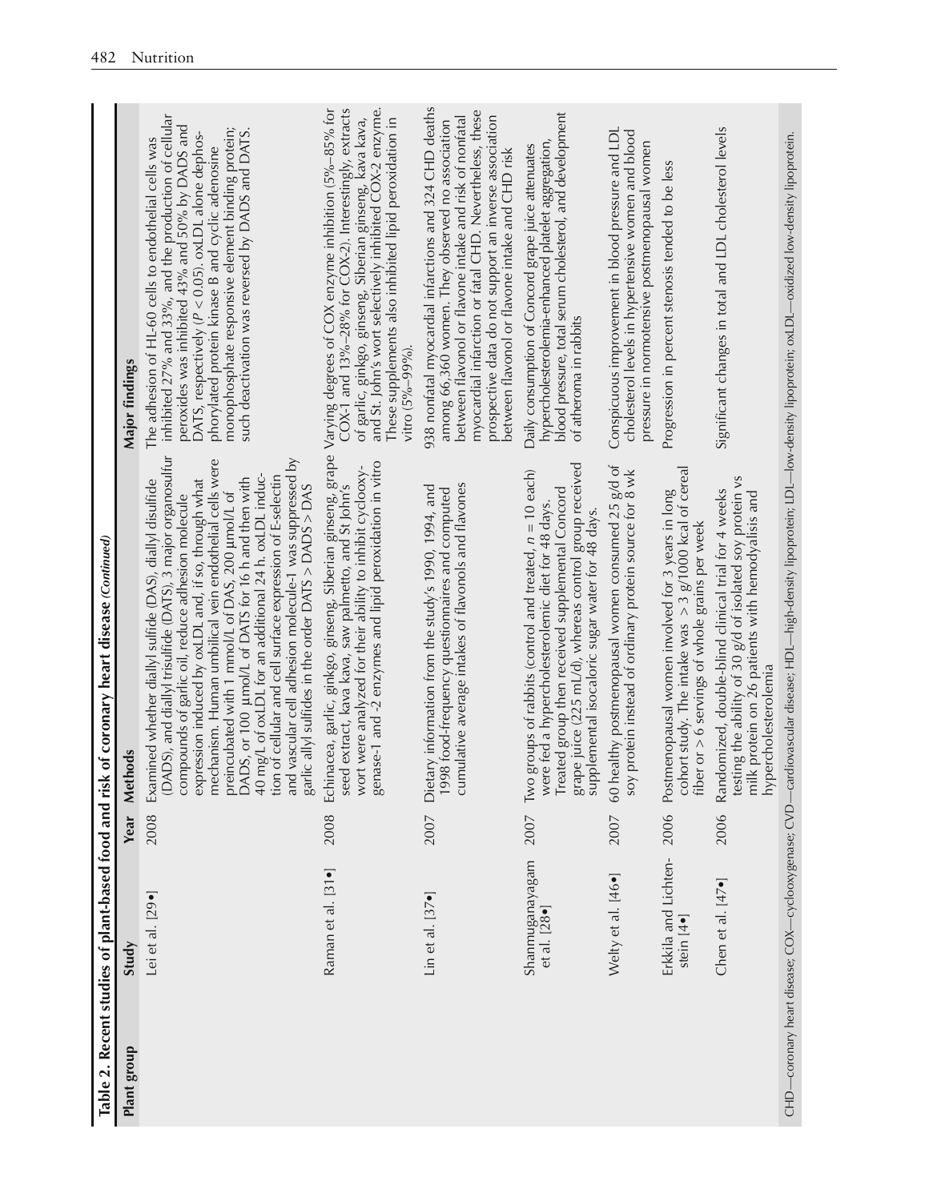**Table 2. Recent studies of plant-based food and risk of coronary heart disease** *(Continued)*

| Plant group | Study | Year | Methods | Major findings |
|---|---|---|---|---|
| | Lei et al. [29•] | 2008 | Examined whether diallyl sulfide (DAS), diallyl disulfide (DADS), and diallyl trisulfide (DATS), 3 major organosulfur compounds of garlic oil, reduce adhesion molecule expression induced by oxLDL and, if so, through what mechanism. Human umbilical vein endothelial cells were preincubated with 1 mmol/L of DAS, 200 µmol/L of DADS, or 100 µmol/L of DATS for 16 h and then with 40 mg/L of oxLDL for an additional 24 h. oxLDL induction of cellular and cell surface expression of E-selectin and vascular cell adhesion molecule-1 was suppressed by garlic allyl sulfides in the order DATS > DADS > DAS | The adhesion of HL-60 cells to endothelial cells was inhibited 27% and 33%, and the production of cellular peroxides was inhibited 43% and 50% by DADS and DATS, respectively ($P < 0.05$). oxLDL alone dephosphorylated protein kinase B and cyclic adenosine monophosphate responsive element binding protein; such deactivation was reversed by DADS and DATS. |
| | Raman et al. [31•] | 2008 | Echinacea, garlic, ginkgo, ginseng, Siberian ginseng, grape seed extract, kava kava, saw palmetto, and St John's wort were analyzed for their ability to inhibit cyclooxygenase-1 and -2 enzymes and lipid peroxidation in vitro | Varying degrees of COX enzyme inhibition (5%–85% for COX-1 and 13%–28% for COX-2). Interestingly, extracts of garlic, ginkgo, ginseng, Siberian ginseng, kava kava, and St. John's wort selectively inhibited COX-2 enzyme. These supplements also inhibited lipid peroxidation in vitro (5%–99%). |
| | Lin et al. [37•] | 2007 | Dietary information from the study's 1990, 1994, and 1998 food-frequency questionnaires and computed cumulative average intakes of flavonols and flavones | 938 nonfatal myocardial infarctions and 324 CHD deaths among 66,360 women. They observed no association between flavonol or flavone intake and risk of nonfatal myocardial infarction or fatal CHD. Nevertheless, these prospective data do not support an inverse association between flavonol or flavone intake and CHD risk |
| | Shanmuganayagam et al. [28•] | 2007 | Two groups of rabbits (control and treated, $n = 10$ each) were fed a hypercholesterolemic diet for 48 days. Treated group then received supplemental Concord grape juice (225 mL/d), whereas control group received supplemental isocaloric sugar water for 48 days. | Daily consumption of Concord grape juice attenuates hypercholesterolemia-enhanced platelet aggregation, blood pressure, total serum cholesterol, and development of atheroma in rabbits |
| | Welty et al. [46•] | 2007 | 60 healthy postmenopausal women consumed 25 g/d of soy protein instead of ordinary protein source for 8 wk | Conspicuous improvement in blood pressure and LDL cholesterol levels in hypertensive women and blood pressure in normotensive postmenopausal women |
| | Erkkila and Lichtenstein [4•] | 2006 | Postmenopausal women involved for 3 years in long cohort study. The intake was > 3 g/1000 kcal of cereal fiber or > 6 servings of whole grains per week | Progression in percent stenosis tended to be less |
| | Chen et al. [47•] | 2006 | Randomized, double-blind clinical trial for 4 weeks testing the ability of 30 g/d of isolated soy protein vs milk protein on 26 patients with hemodyalisis and hypercholesterolemia | Significant changes in total and LDL cholesterol levels |

CHD—coronary heart disease; COX—cyclooxygenase; CVD—cardiovascular disease; HDL—high-density lipoprotein; LDL—low-density lipoprotein; oxLDL—oxidized low-density lipoprotein.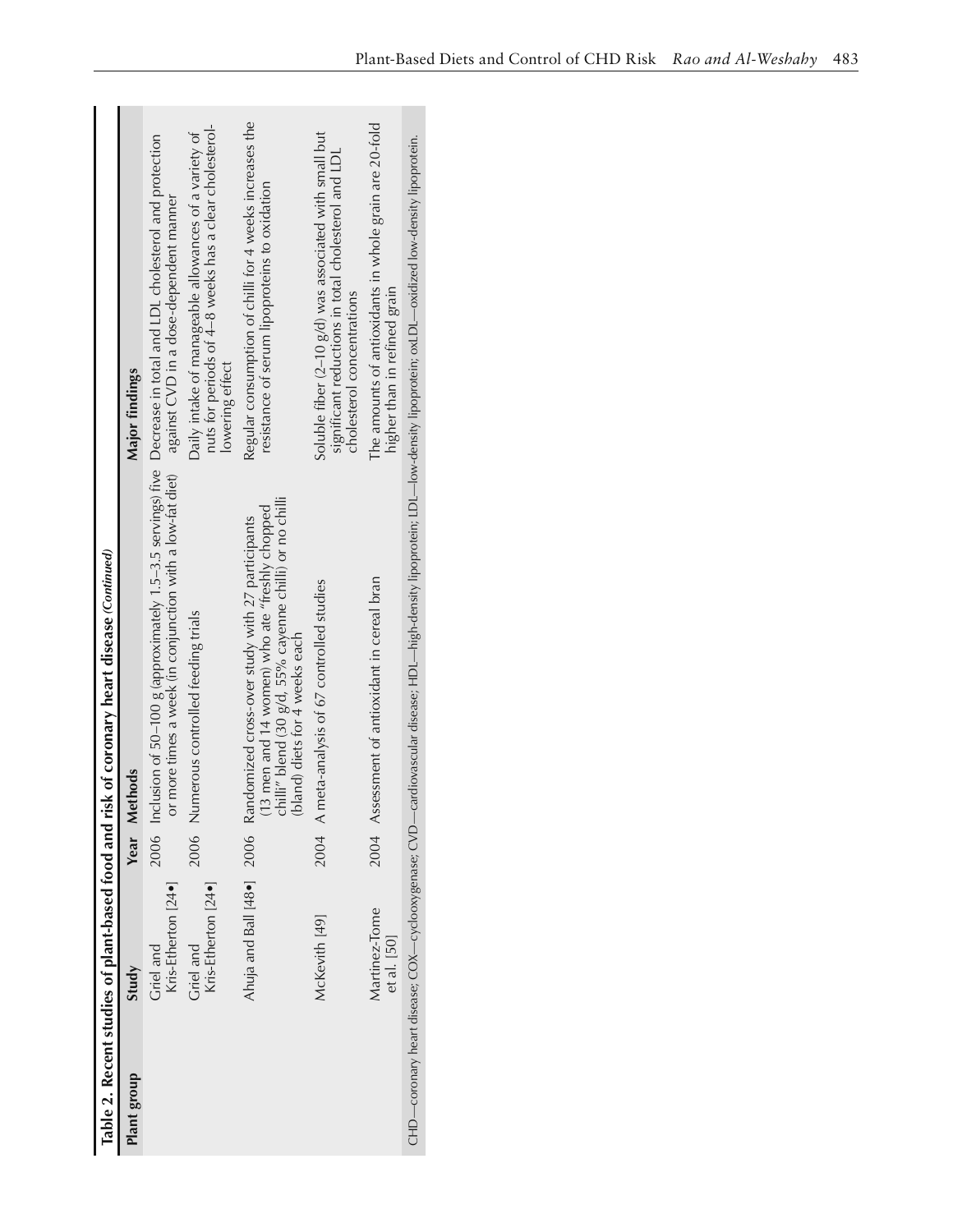**Table 2. Recent studies of plant-based food and risk of coronary heart disease** *(Continued)*

| Plant group | Study | Year | Methods | Major findings |
|---|---|---|---|---|
| | Griel and Kris-Etherton [24•] | 2006 | Inclusion of 50–100 g (approximately 1.5–3.5 servings) five or more times a week (in conjunction with a low-fat diet) | Decrease in total and LDL cholesterol and protection against CVD in a dose-dependent manner |
| | Griel and Kris-Etherton [24•] | 2006 | Numerous controlled feeding trials | Daily intake of manageable allowances of a variety of nuts for periods of 4–8 weeks has a clear cholesterol-lowering effect |
| | Ahuja and Ball [48•] | 2006 | Randomized cross-over study with 27 participants (13 men and 14 women) who ate "freshly chopped chilli" blend (30 g/d, 55% cayenne chilli) or no chilli (bland) diets for 4 weeks each | Regular consumption of chilli for 4 weeks increases the resistance of serum lipoproteins to oxidation |
| | McKevith [49] | 2004 | A meta-analysis of 67 controlled studies | Soluble fiber (2–10 g/d) was associated with small but significant reductions in total cholesterol and LDL cholesterol concentrations |
| | Martinez-Tome et al. [50] | 2004 | Assessment of antioxidant in cereal bran | The amounts of antioxidants in whole grain are 20-fold higher than in refined grain |

CHD—coronary heart disease; COX—cyclooxygenase; CVD—cardiovascular disease; HDL—high-density lipoprotein; LDL—low-density lipoprotein; oxLDL—oxidized low-density lipoprotein.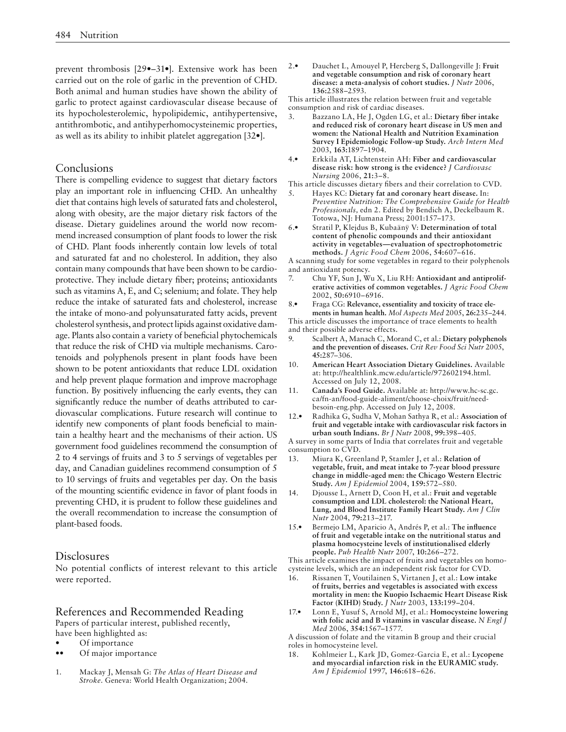prevent thrombosis [29•–31•]. Extensive work has been carried out on the role of garlic in the prevention of CHD. Both animal and human studies have shown the ability of garlic to protect against cardiovascular disease because of its hypocholesterolemic, hypolipidemic, antihypertensive, antithrombotic, and antihyperhomocysteinemic properties, as well as its ability to inhibit platelet aggregation [32•].

## Conclusions

There is compelling evidence to suggest that dietary factors play an important role in influencing CHD. An unhealthy diet that contains high levels of saturated fats and cholesterol, along with obesity, are the major dietary risk factors of the disease. Dietary guidelines around the world now recommend increased consumption of plant foods to lower the risk of CHD. Plant foods inherently contain low levels of total and saturated fat and no cholesterol. In addition, they also contain many compounds that have been shown to be cardioprotective. They include dietary fiber; proteins; antioxidants such as vitamins A, E, and C; selenium; and folate. They help reduce the intake of saturated fats and cholesterol, increase the intake of mono-and polyunsaturated fatty acids, prevent cholesterol synthesis, and protect lipids against oxidative damage. Plants also contain a variety of beneficial phytochemicals that reduce the risk of CHD via multiple mechanisms. Carotenoids and polyphenols present in plant foods have been shown to be potent antioxidants that reduce LDL oxidation and help prevent plaque formation and improve macrophage function. By positively influencing the early events, they can significantly reduce the number of deaths attributed to cardiovascular complications. Future research will continue to identify new components of plant foods beneficial to maintain a healthy heart and the mechanisms of their action. US government food guidelines recommend the consumption of 2 to 4 servings of fruits and 3 to 5 servings of vegetables per day, and Canadian guidelines recommend consumption of 5 to 10 servings of fruits and vegetables per day. On the basis of the mounting scientific evidence in favor of plant foods in preventing CHD, it is prudent to follow these guidelines and the overall recommendation to increase the consumption of plant-based foods.

## Disclosures

No potential conflicts of interest relevant to this article were reported.

## References and Recommended Reading

Papers of particular interest, published recently, have been highlighted as:

- • Of importance
- •• Of major importance

1. Mackay J, Mensah G: *The Atlas of Heart Disease and Stroke*. Geneva: World Health Organization; 2004.
2. • Dauchet L, Amouyel P, Hercberg S, Dallongeville J: **Fruit and vegetable consumption and risk of coronary heart disease: a meta-analysis of cohort studies.** *J Nutr* 2006, **136:**2588–2593.
   This article illustrates the relation between fruit and vegetable consumption and risk of cardiac diseases.
3. Bazzano LA, He J, Ogden LG, et al.: **Dietary fiber intake and reduced risk of coronary heart disease in US men and women: the National Health and Nutrition Examination Survey I Epidemiologic Follow-up Study.** *Arch Intern Med* 2003, **163:**1897–1904.
4. • Erkkila AT, Lichtenstein AH: **Fiber and cardiovascular disease risk: how strong is the evidence?** *J Cardiovasc Nursing* 2006, **21:**3–8.
   This article discusses dietary fibers and their correlation to CVD.
5. Hayes KC: **Dietary fat and coronary heart disease.** In: *Preventive Nutrition: The Comprehensive Guide for Health Professionals,* edn 2. Edited by Bendich A, Deckelbaum R. Totowa, NJ: Humana Press; 2001:157–173.
6. • Stratil P, Klejdus B, Kubaänÿ V: **Determination of total content of phenolic compounds and their antioxidant activity in vegetables—evaluation of spectrophotometric methods.** *J Agric Food Chem* 2006, **54:**607–616.
   A scanning study for some vegetables in regard to their polyphenols and antioxidant potency.
7. Chu YF, Sun J, Wu X, Liu RH: **Antioxidant and antiproliferative activities of common vegetables.** *J Agric Food Chem* 2002, **50:**6910–6916.
8. • Fraga CG: **Relevance, essentiality and toxicity of trace elements in human health.** *Mol Aspects Med* 2005, **26:**235–244.
   This article discusses the importance of trace elements to health and their possible adverse effects.
9. Scalbert A, Manach C, Morand C, et al.: **Dietary polyphenols and the prevention of diseases.** *Crit Rev Food Sci Nutr* 2005, **45:**287–306.
10. **American Heart Association Dietary Guidelines.** Available at: http://healthlink.mcw.edu/article/972602194.html. Accessed on July 12, 2008.
11. **Canada's Food Guide.** Available at: http://www.hc-sc.gc.ca/fn-an/food-guide-aliment/choose-choix/fruit/need-besoin-eng.php. Accessed on July 12, 2008.
12. • Radhika G, Sudha V, Mohan Sathya R, et al.: **Association of fruit and vegetable intake with cardiovascular risk factors in urban south Indians.** *Br J Nutr* 2008, **99:**398–405.
    A survey in some parts of India that correlates fruit and vegetable consumption to CVD.
13. Miura K, Greenland P, Stamler J, et al.: **Relation of vegetable, fruit, and meat intake to 7-year blood pressure change in middle-aged men: the Chicago Western Electric Study.** *Am J Epidemiol* 2004, **159:**572–580.
14. Djousse L, Arnett D, Coon H, et al.: **Fruit and vegetable consumption and LDL cholesterol: the National Heart, Lung, and Blood Institute Family Heart Study.** *Am J Clin Nutr* 2004, **79:**213–217.
15. • Bermejo LM, Aparicio A, Andrés P, et al.: **The influence of fruit and vegetable intake on the nutritional status and plasma homocysteine levels of institutionalised elderly people.** *Pub Health Nutr* 2007, **10:**266–272.
    This article examines the impact of fruits and vegetables on homocysteine levels, which are an independent risk factor for CVD.
16. Rissanen T, Voutilainen S, Virtanen J, et al.: **Low intake of fruits, berries and vegetables is associated with excess mortality in men: the Kuopio Ischaemic Heart Disease Risk Factor (KIHD) Study.** *J Nutr* 2003, **133:**199–204.
17. • Lonn E, Yusuf S, Arnold MJ, et al.: **Homocysteine lowering with folic acid and B vitamins in vascular disease.** *N Engl J Med* 2006, **354:**1567–1577.
    A discussion of folate and the vitamin B group and their crucial roles in homocysteine level.
18. Kohlmeier L, Kark JD, Gomez-Garcia E, et al.: **Lycopene and myocardial infarction risk in the EURAMIC study.** *Am J Epidemiol* 1997, **146:**618–626.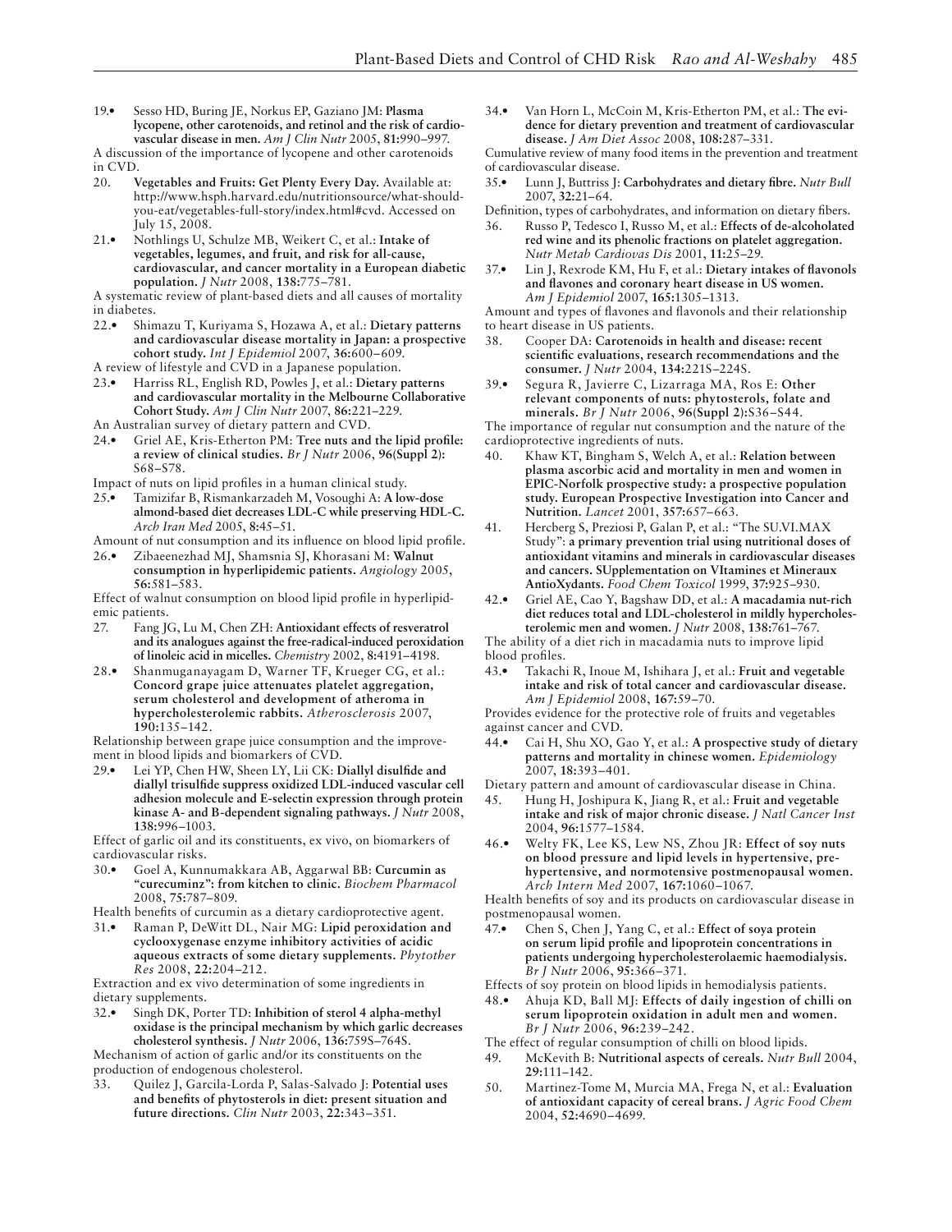19.• Sesso HD, Buring JE, Norkus EP, Gaziano JM: **Plasma lycopene, other carotenoids, and retinol and the risk of cardiovascular disease in men.** *Am J Clin Nutr* 2005, **81:**990–997.

A discussion of the importance of lycopene and other carotenoids in CVD.

20. **Vegetables and Fruits: Get Plenty Every Day.** Available at: http://www.hsph.harvard.edu/nutritionsource/what-should-you-eat/vegetables-full-story/index.html#cvd. Accessed on July 15, 2008.

21.• Nothlings U, Schulze MB, Weikert C, et al.: **Intake of vegetables, legumes, and fruit, and risk for all-cause, cardiovascular, and cancer mortality in a European diabetic population.** *J Nutr* 2008, **138:**775–781.

A systematic review of plant-based diets and all causes of mortality in diabetes.

22.• Shimazu T, Kuriyama S, Hozawa A, et al.: **Dietary patterns and cardiovascular disease mortality in Japan: a prospective cohort study.** *Int J Epidemiol* 2007, **36:**600–609.

A review of lifestyle and CVD in a Japanese population.

23.• Harriss RL, English RD, Powles J, et al.: **Dietary patterns and cardiovascular mortality in the Melbourne Collaborative Cohort Study.** *Am J Clin Nutr* 2007, **86:**221–229.

An Australian survey of dietary pattern and CVD.

24.• Griel AE, Kris-Etherton PM: **Tree nuts and the lipid profile: a review of clinical studies.** *Br J Nutr* 2006, **96(Suppl 2):** S68–S78.

Impact of nuts on lipid profiles in a human clinical study.

25.• Tamizifar B, Rismankarzadeh M, Vosoughi A: **A low-dose almond-based diet decreases LDL-C while preserving HDL-C.** *Arch Iran Med* 2005, **8:**45–51.

Amount of nut consumption and its influence on blood lipid profile.

26.• Zibaeenezhad MJ, Shamsnia SJ, Khorasani M: **Walnut consumption in hyperlipidemic patients.** *Angiology* 2005, **56:**581–583.

Effect of walnut consumption on blood lipid profile in hyperlipidemic patients.

27. Fang JG, Lu M, Chen ZH: **Antioxidant effects of resveratrol and its analogues against the free-radical-induced peroxidation of linoleic acid in micelles.** *Chemistry* 2002, **8:**4191–4198.

28.• Shanmuganayagam D, Warner TF, Krueger CG, et al.: **Concord grape juice attenuates platelet aggregation, serum cholesterol and development of atheroma in hypercholesterolemic rabbits.** *Atherosclerosis* 2007, **190:**135–142.

Relationship between grape juice consumption and the improvement in blood lipids and biomarkers of CVD.

29.• Lei YP, Chen HW, Sheen LY, Lii CK: **Diallyl disulfide and diallyl trisulfide suppress oxidized LDL-induced vascular cell adhesion molecule and E-selectin expression through protein kinase A- and B-dependent signaling pathways.** *J Nutr* 2008, **138:**996–1003.

Effect of garlic oil and its constituents, ex vivo, on biomarkers of cardiovascular risks.

30.• Goel A, Kunnumakkara AB, Aggarwal BB: **Curcumin as "curecuminz": from kitchen to clinic.** *Biochem Pharmacol* 2008, **75:**787–809.

Health benefits of curcumin as a dietary cardioprotective agent.

31.• Raman P, DeWitt DL, Nair MG: **Lipid peroxidation and cyclooxygenase enzyme inhibitory activities of acidic aqueous extracts of some dietary supplements.** *Phytother Res* 2008, **22:**204–212.

Extraction and ex vivo determination of some ingredients in dietary supplements.

32.• Singh DK, Porter TD: **Inhibition of sterol 4 alpha-methyl oxidase is the principal mechanism by which garlic decreases cholesterol synthesis.** *J Nutr* 2006, **136:**759S–764S.

Mechanism of action of garlic and/or its constituents on the production of endogenous cholesterol.

33. Quilez J, Garcila-Lorda P, Salas-Salvado J: **Potential uses and benefits of phytosterols in diet: present situation and future directions.** *Clin Nutr* 2003, **22:**343–351.

34.• Van Horn L, McCoin M, Kris-Etherton PM, et al.: **The evidence for dietary prevention and treatment of cardiovascular disease.** *J Am Diet Assoc* 2008, **108:**287–331.

Cumulative review of many food items in the prevention and treatment of cardiovascular disease.

35.• Lunn J, Buttriss J: **Carbohydrates and dietary fibre.** *Nutr Bull* 2007, **32:**21–64.

Definition, types of carbohydrates, and information on dietary fibers.

36. Russo P, Tedesco I, Russo M, et al.: **Effects of de-alcoholated red wine and its phenolic fractions on platelet aggregation.** *Nutr Metab Cardiovas Dis* 2001, **11:**25–29.

37.• Lin J, Rexrode KM, Hu F, et al.: **Dietary intakes of flavonols and flavones and coronary heart disease in US women.** *Am J Epidemiol* 2007, **165:**1305–1313.

Amount and types of flavones and flavonols and their relationship to heart disease in US patients.

38. Cooper DA: **Carotenoids in health and disease: recent scientific evaluations, research recommendations and the consumer.** *J Nutr* 2004, **134:**221S–224S.

39.• Segura R, Javierre C, Lizarraga MA, Ros E: **Other relevant components of nuts: phytosterols, folate and minerals.** *Br J Nutr* 2006, **96(Suppl 2):**S36–S44.

The importance of regular nut consumption and the nature of the cardioprotective ingredients of nuts.

40. Khaw KT, Bingham S, Welch A, et al.: **Relation between plasma ascorbic acid and mortality in men and women in EPIC-Norfolk prospective study: a prospective population study. European Prospective Investigation into Cancer and Nutrition.** *Lancet* 2001, **357:**657–663.

41. Hercberg S, Preziosi P, Galan P, et al.: "The SU.VI.MAX Study": **a primary prevention trial using nutritional doses of antioxidant vitamins and minerals in cardiovascular diseases and cancers. SUpplementation on VItamines et Mineraux AntioXydants.** *Food Chem Toxicol* 1999, **37:**925–930.

42.• Griel AE, Cao Y, Bagshaw DD, et al.: **A macadamia nut-rich diet reduces total and LDL-cholesterol in mildly hypercholesterolemic men and women.** *J Nutr* 2008, **138:**761–767.

The ability of a diet rich in macadamia nuts to improve lipid blood profiles.

43.• Takachi R, Inoue M, Ishihara J, et al.: **Fruit and vegetable intake and risk of total cancer and cardiovascular disease.** *Am J Epidemiol* 2008, **167:**59–70.

Provides evidence for the protective role of fruits and vegetables against cancer and CVD.

44.• Cai H, Shu XO, Gao Y, et al.: **A prospective study of dietary patterns and mortality in chinese women.** *Epidemiology* 2007, **18:**393–401.

Dietary pattern and amount of cardiovascular disease in China.

45. Hung H, Joshipura K, Jiang R, et al.: **Fruit and vegetable intake and risk of major chronic disease.** *J Natl Cancer Inst* 2004, **96:**1577–1584.

46.• Welty FK, Lee KS, Lew NS, Zhou JR: **Effect of soy nuts on blood pressure and lipid levels in hypertensive, prehypertensive, and normotensive postmenopausal women.** *Arch Intern Med* 2007, **167:**1060–1067.

Health benefits of soy and its products on cardiovascular disease in postmenopausal women.

47.• Chen S, Chen J, Yang C, et al.: **Effect of soya protein on serum lipid profile and lipoprotein concentrations in patients undergoing hypercholesterolaemic haemodialysis.** *Br J Nutr* 2006, **95:**366–371.

Effects of soy protein on blood lipids in hemodialysis patients.

48.• Ahuja KD, Ball MJ: **Effects of daily ingestion of chilli on serum lipoprotein oxidation in adult men and women.** *Br J Nutr* 2006, **96:**239–242.

The effect of regular consumption of chilli on blood lipids.

49. McKevith B: **Nutritional aspects of cereals.** *Nutr Bull* 2004, **29:**111–142.

50. Martinez-Tome M, Murcia MA, Frega N, et al.: **Evaluation of antioxidant capacity of cereal brans.** *J Agric Food Chem* 2004, **52:**4690–4699.